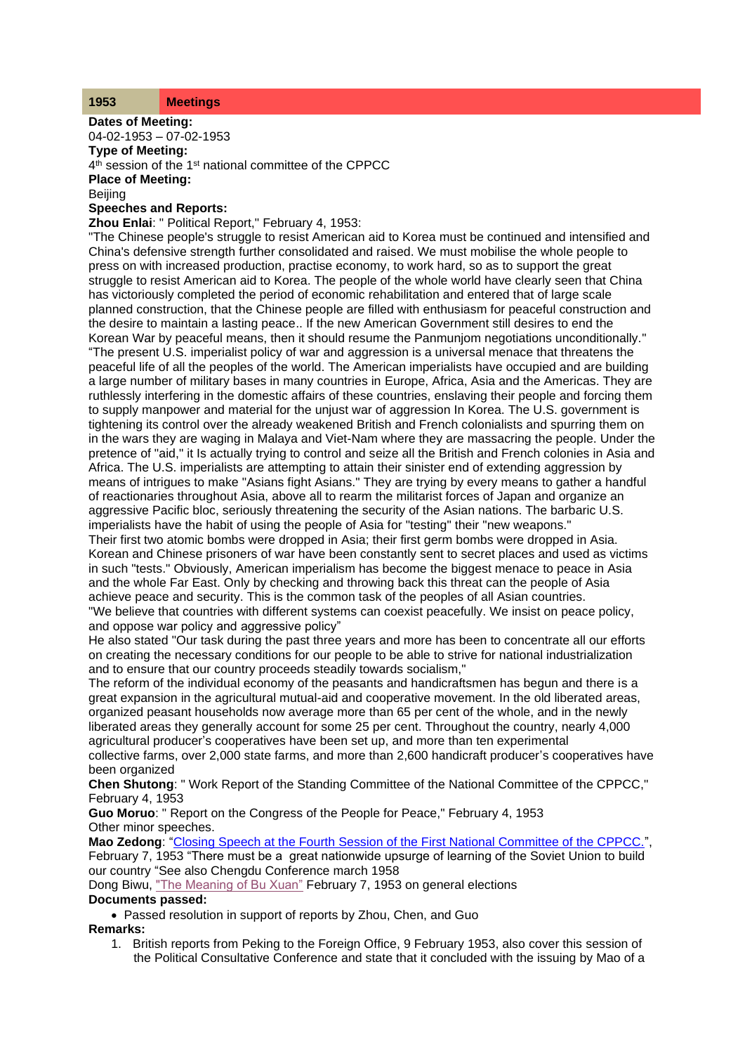| 1953 | Meetings |
|---|---|

**Dates of Meeting:**
04-02-1953 – 07-02-1953
**Type of Meeting:**
4th session of the 1st national committee of the CPPCC
**Place of Meeting:**
Beijing
**Speeches and Reports:**
**Zhou Enlai**: " Political Report," February 4, 1953:
"The Chinese people's struggle to resist American aid to Korea must be continued and intensified and China's defensive strength further consolidated and raised. We must mobilise the whole people to press on with increased production, practise economy, to work hard, so as to support the great struggle to resist American aid to Korea. The people of the whole world have clearly seen that China has victoriously completed the period of economic rehabilitation and entered that of large scale planned construction, that the Chinese people are filled with enthusiasm for peaceful construction and the desire to maintain a lasting peace.. If the new American Government still desires to end the Korean War by peaceful means, then it should resume the Panmunjom negotiations unconditionally."
"The present U.S. imperialist policy of war and aggression is a universal menace that threatens the peaceful life of all the peoples of the world. The American imperialists have occupied and are building a large number of military bases in many countries in Europe, Africa, Asia and the Americas. They are ruthlessly interfering in the domestic affairs of these countries, enslaving their people and forcing them to supply manpower and material for the unjust war of aggression In Korea. The U.S. government is tightening its control over the already weakened British and French colonialists and spurring them on in the wars they are waging in Malaya and Viet-Nam where they are massacring the people. Under the pretence of "aid," it Is actually trying to control and seize all the British and French colonies in Asia and Africa. The U.S. imperialists are attempting to attain their sinister end of extending aggression by means of intrigues to make "Asians fight Asians." They are trying by every means to gather a handful of reactionaries throughout Asia, above all to rearm the militarist forces of Japan and organize an aggressive Pacific bloc, seriously threatening the security of the Asian nations. The barbaric U.S. imperialists have the habit of using the people of Asia for "testing" their "new weapons."
Their first two atomic bombs were dropped in Asia; their first germ bombs were dropped in Asia. Korean and Chinese prisoners of war have been constantly sent to secret places and used as victims in such "tests." Obviously, American imperialism has become the biggest menace to peace in Asia and the whole Far East. Only by checking and throwing back this threat can the people of Asia achieve peace and security. This is the common task of the peoples of all Asian countries.
"We believe that countries with different systems can coexist peacefully. We insist on peace policy, and oppose war policy and aggressive policy"
He also stated "Our task during the past three years and more has been to concentrate all our efforts on creating the necessary conditions for our people to be able to strive for national industrialization and to ensure that our country proceeds steadily towards socialism,"
The reform of the individual economy of the peasants and handicraftsmen has begun and there is a great expansion in the agricultural mutual-aid and cooperative movement. In the old liberated areas, organized peasant households now average more than 65 per cent of the whole, and in the newly liberated areas they generally account for some 25 per cent. Throughout the country, nearly 4,000 agricultural producer's cooperatives have been set up, and more than ten experimental collective farms, over 2,000 state farms, and more than 2,600 handicraft producer's cooperatives have been organized
**Chen Shutong**: " Work Report of the Standing Committee of the National Committee of the CPPCC," February 4, 1953
**Guo Moruo**: " Report on the Congress of the People for Peace," February 4, 1953
Other minor speeches.
**Mao Zedong**: "[Closing Speech at the Fourth Session of the First National Committee of the CPPCC.](#)", February 7, 1953 "There must be a great nationwide upsurge of learning of the Soviet Union to build our country "See also Chengdu Conference march 1958
Dong Biwu, ["The Meaning of Bu Xuan"](#) February 7, 1953 on general elections
**Documents passed:**

- Passed resolution in support of reports by Zhou, Chen, and Guo

**Remarks:**

1. British reports from Peking to the Foreign Office, 9 February 1953, also cover this session of the Political Consultative Conference and state that it concluded with the issuing by Mao of a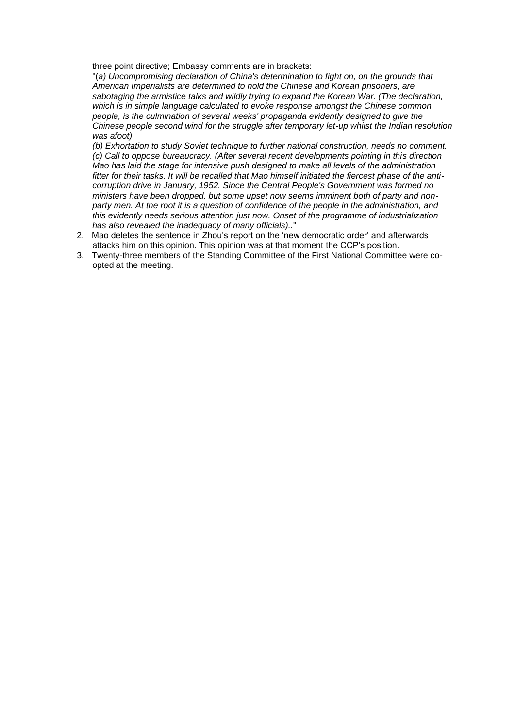three point directive; Embassy comments are in brackets:

"(*a) Uncompromising declaration of China's determination to fight on, on the grounds that American Imperialists are determined to hold the Chinese and Korean prisoners, are sabotaging the armistice talks and wildly trying to expand the Korean War. (The declaration, which is in simple language calculated to evoke response amongst the Chinese common people, is the culmination of several weeks' propaganda evidently designed to give the Chinese people second wind for the struggle after temporary let-up whilst the Indian resolution was afoot).*

*(b) Exhortation to study Soviet technique to further national construction, needs no comment.*

*(c) Call to oppose bureaucracy. (After several recent developments pointing in this direction Mao has laid the stage for intensive push designed to make all levels of the administration fitter for their tasks. It will be recalled that Mao himself initiated the fiercest phase of the anti-corruption drive in January, 1952. Since the Central People's Government was formed no ministers have been dropped, but some upset now seems imminent both of party and non-party men. At the root it is a question of confidence of the people in the administration, and this evidently needs serious attention just now. Onset of the programme of industrialization has also revealed the inadequacy of many officials).*."

2. Mao deletes the sentence in Zhou's report on the 'new democratic order' and afterwards attacks him on this opinion. This opinion was at that moment the CCP's position.
3. Twenty-three members of the Standing Committee of the First National Committee were co-opted at the meeting.